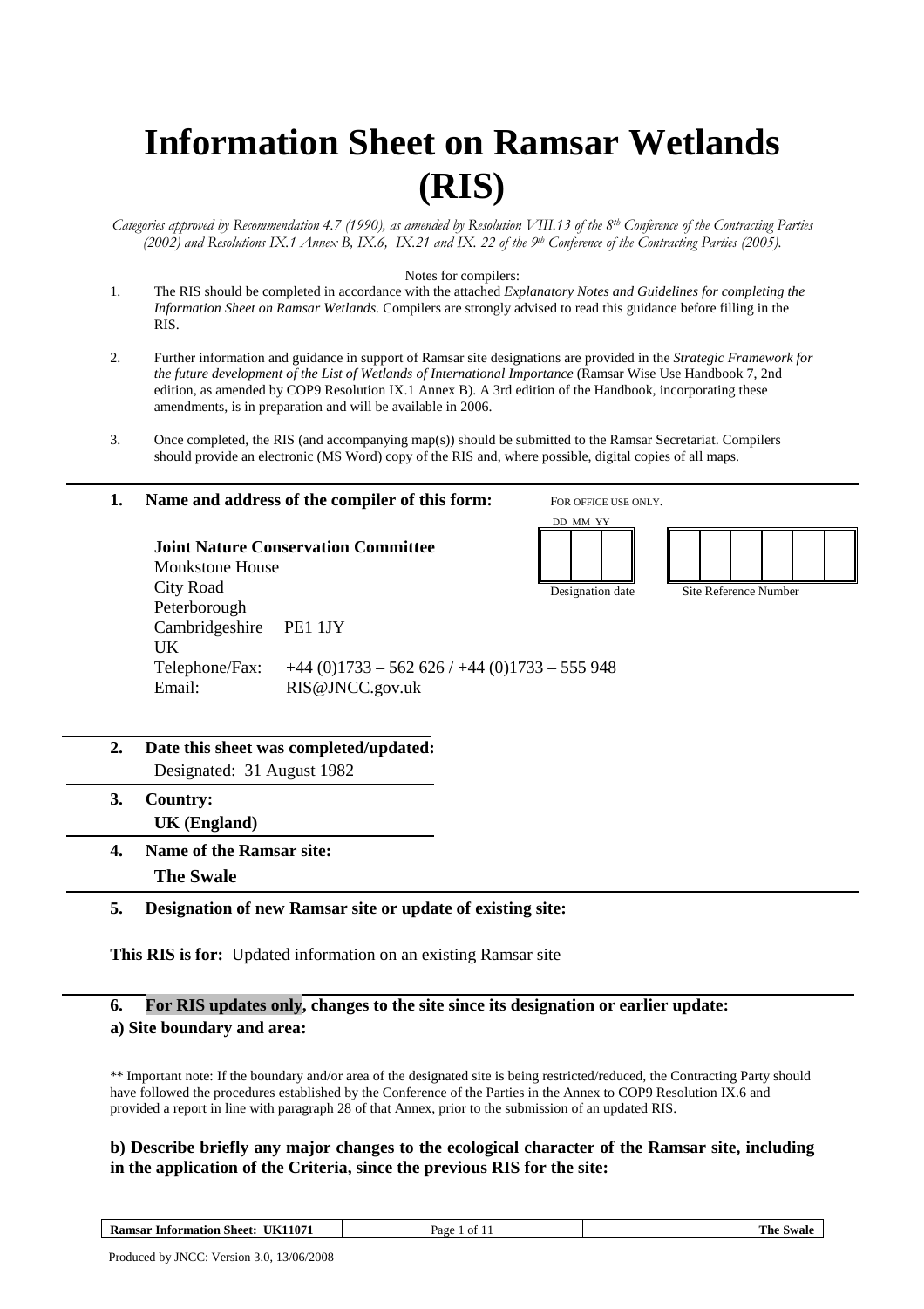# Information Sheet on Ramsar Wetlands (RIS)

*Categories approved by Recommendation 4.7 (1990), as amended by Resolution VIII.13 of the 8th Conference of the Contracting Parties (2002) and Resolutions IX.1 Annex B, IX.6, IX.21 and IX. 22 of the 9th Conference of the Contracting Parties (2005).*

Notes for compilers:

1. The RIS should be completed in accordance with the attached *Explanatory Notes and Guidelines for completing the Information Sheet on Ramsar Wetlands*. Compilers are strongly advised to read this guidance before filling in the RIS.
2. Further information and guidance in support of Ramsar site designations are provided in the *Strategic Framework for the future development of the List of Wetlands of International Importance* (Ramsar Wise Use Handbook 7, 2nd edition, as amended by COP9 Resolution IX.1 Annex B). A 3rd edition of the Handbook, incorporating these amendments, is in preparation and will be available in 2006.
3. Once completed, the RIS (and accompanying map(s)) should be submitted to the Ramsar Secretariat. Compilers should provide an electronic (MS Word) copy of the RIS and, where possible, digital copies of all maps.

**1. Name and address of the compiler of this form:**

FOR OFFICE USE ONLY.

| DD MM YY | Site Reference Number |
|---|---|
| Designation date | |

**Joint Nature Conservation Committee**
Monkstone House
City Road
Peterborough
Cambridgeshire PE1 1JY
UK
Telephone/Fax: +44 (0)1733 – 562 626 / +44 (0)1733 – 555 948
Email: RIS@JNCC.gov.uk

**2. Date this sheet was completed/updated:**

Designated: 31 August 1982

**3. Country:**

**UK (England)**

**4. Name of the Ramsar site:**

**The Swale**

**5. Designation of new Ramsar site or update of existing site:**

**This RIS is for:** Updated information on an existing Ramsar site

**6. For RIS updates only, changes to the site since its designation or earlier update:**

**a) Site boundary and area:**

** Important note: If the boundary and/or area of the designated site is being restricted/reduced, the Contracting Party should have followed the procedures established by the Conference of the Parties in the Annex to COP9 Resolution IX.6 and provided a report in line with paragraph 28 of that Annex, prior to the submission of an updated RIS.

**b) Describe briefly any major changes to the ecological character of the Ramsar site, including in the application of the Criteria, since the previous RIS for the site:**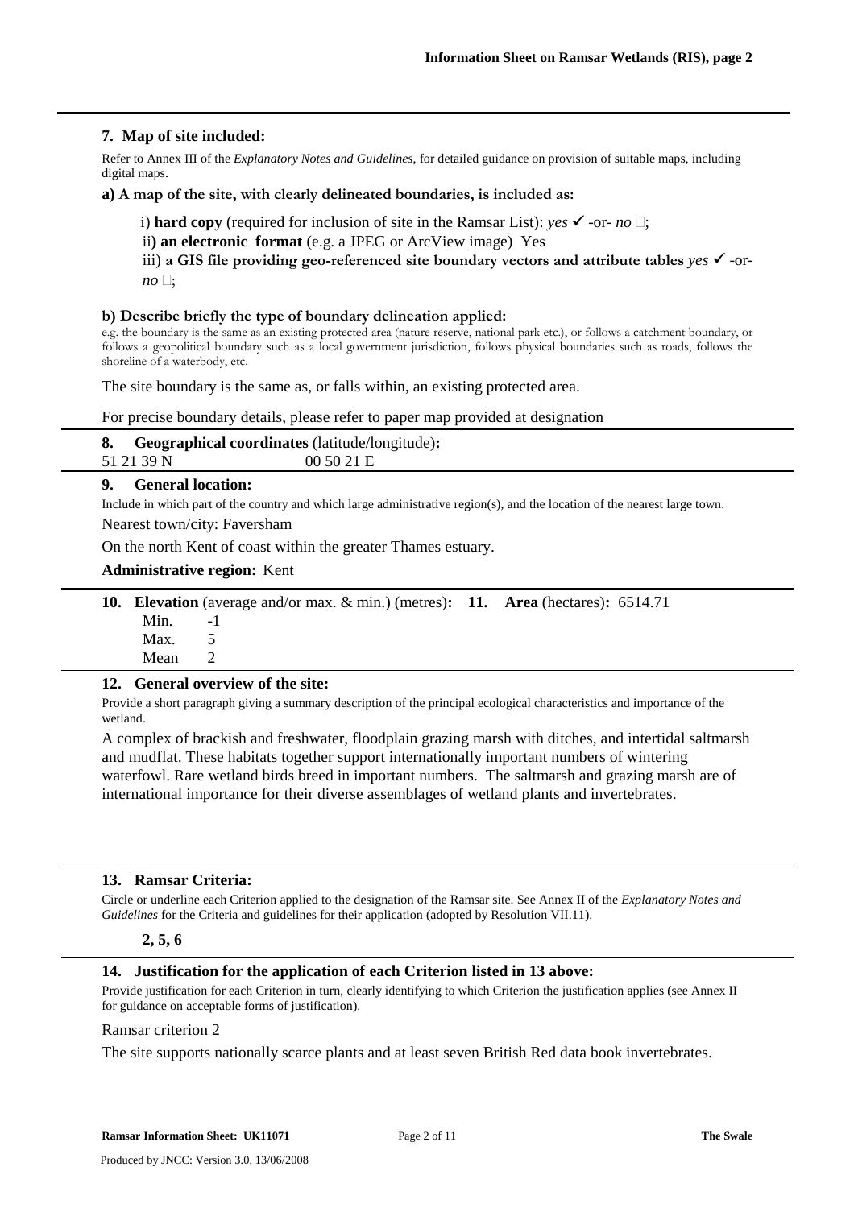### 7. Map of site included:

Refer to Annex III of the *Explanatory Notes and Guidelines*, for detailed guidance on provision of suitable maps, including digital maps.

**a) A map of the site, with clearly delineated boundaries, is included as:**

i) **hard copy** (required for inclusion of site in the Ramsar List): *yes* ✓ -or- *no* ☐;

ii**) an electronic format** (e.g. a JPEG or ArcView image) Yes

iii) **a GIS file providing geo-referenced site boundary vectors and attribute tables** *yes* ✓ -or- *no* ☐;

**b) Describe briefly the type of boundary delineation applied:**

e.g. the boundary is the same as an existing protected area (nature reserve, national park etc.), or follows a catchment boundary, or follows a geopolitical boundary such as a local government jurisdiction, follows physical boundaries such as roads, follows the shoreline of a waterbody, etc.

The site boundary is the same as, or falls within, an existing protected area.

For precise boundary details, please refer to paper map provided at designation

### 8. Geographical coordinates (latitude/longitude):

51 21 39 N 00 50 21 E

### 9. General location:

Include in which part of the country and which large administrative region(s), and the location of the nearest large town.

Nearest town/city: Faversham

On the north Kent of coast within the greater Thames estuary.

**Administrative region:** Kent

### 10. Elevation (average and/or max. & min.) (metres):

| | |
|---|---|
| Min. | -1 |
| Max. | 5 |
| Mean | 2 |

### 11. Area (hectares): 6514.71

### 12. General overview of the site:

Provide a short paragraph giving a summary description of the principal ecological characteristics and importance of the wetland.

A complex of brackish and freshwater, floodplain grazing marsh with ditches, and intertidal saltmarsh and mudflat. These habitats together support internationally important numbers of wintering waterfowl. Rare wetland birds breed in important numbers. The saltmarsh and grazing marsh are of international importance for their diverse assemblages of wetland plants and invertebrates.

### 13. Ramsar Criteria:

Circle or underline each Criterion applied to the designation of the Ramsar site. See Annex II of the *Explanatory Notes and Guidelines* for the Criteria and guidelines for their application (adopted by Resolution VII.11).

**2, 5, 6**

### 14. Justification for the application of each Criterion listed in 13 above:

Provide justification for each Criterion in turn, clearly identifying to which Criterion the justification applies (see Annex II for guidance on acceptable forms of justification).

Ramsar criterion 2

The site supports nationally scarce plants and at least seven British Red data book invertebrates.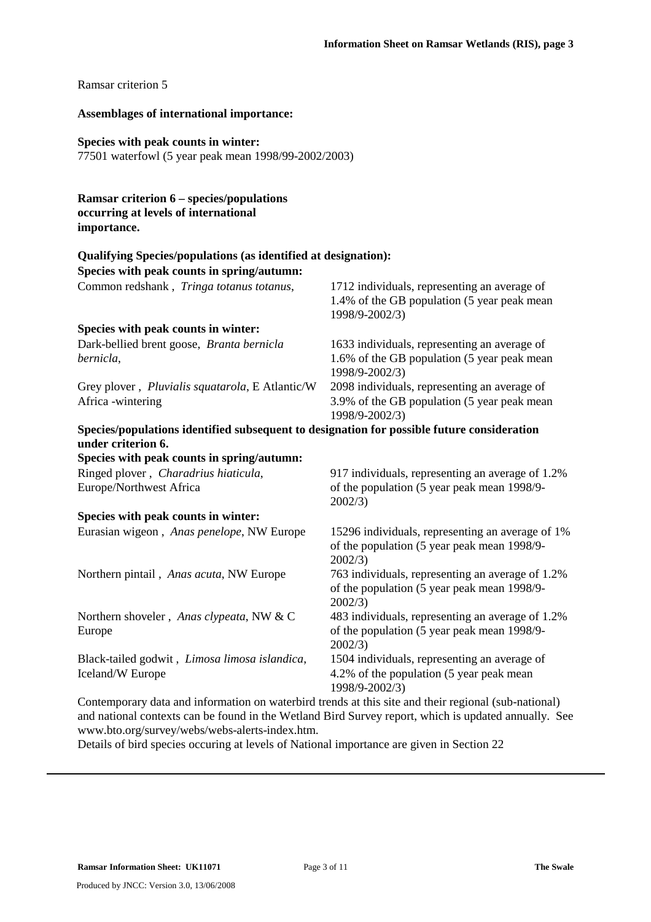Ramsar criterion 5

**Assemblages of international importance:**

**Species with peak counts in winter:**
77501 waterfowl (5 year peak mean 1998/99-2002/2003)

**Ramsar criterion 6 – species/populations occurring at levels of international importance.**

**Qualifying Species/populations (as identified at designation):**

**Species with peak counts in spring/autumn:**

| | |
|---|---|
| Common redshank , *Tringa totanus totanus*, | 1712 individuals, representing an average of 1.4% of the GB population (5 year peak mean 1998/9-2002/3) |

**Species with peak counts in winter:**

| | |
|---|---|
| Dark-bellied brent goose, *Branta bernicla bernicla*, | 1633 individuals, representing an average of 1.6% of the GB population (5 year peak mean 1998/9-2002/3) |
| Grey plover , *Pluvialis squatarola*, E Atlantic/W Africa -wintering | 2098 individuals, representing an average of 3.9% of the GB population (5 year peak mean 1998/9-2002/3) |

**Species/populations identified subsequent to designation for possible future consideration under criterion 6.**

**Species with peak counts in spring/autumn:**

| | |
|---|---|
| Ringed plover , *Charadrius hiaticula*, Europe/Northwest Africa | 917 individuals, representing an average of 1.2% of the population (5 year peak mean 1998/9-2002/3) |

**Species with peak counts in winter:**

| | |
|---|---|
| Eurasian wigeon , *Anas penelope*, NW Europe | 15296 individuals, representing an average of 1% of the population (5 year peak mean 1998/9-2002/3) |
| Northern pintail , *Anas acuta*, NW Europe | 763 individuals, representing an average of 1.2% of the population (5 year peak mean 1998/9-2002/3) |
| Northern shoveler , *Anas clypeata*, NW & C Europe | 483 individuals, representing an average of 1.2% of the population (5 year peak mean 1998/9-2002/3) |
| Black-tailed godwit , *Limosa limosa islandica*, Iceland/W Europe | 1504 individuals, representing an average of 4.2% of the population (5 year peak mean 1998/9-2002/3) |

Contemporary data and information on waterbird trends at this site and their regional (sub-national) and national contexts can be found in the Wetland Bird Survey report, which is updated annually. See www.bto.org/survey/webs/webs-alerts-index.htm.

Details of bird species occuring at levels of National importance are given in Section 22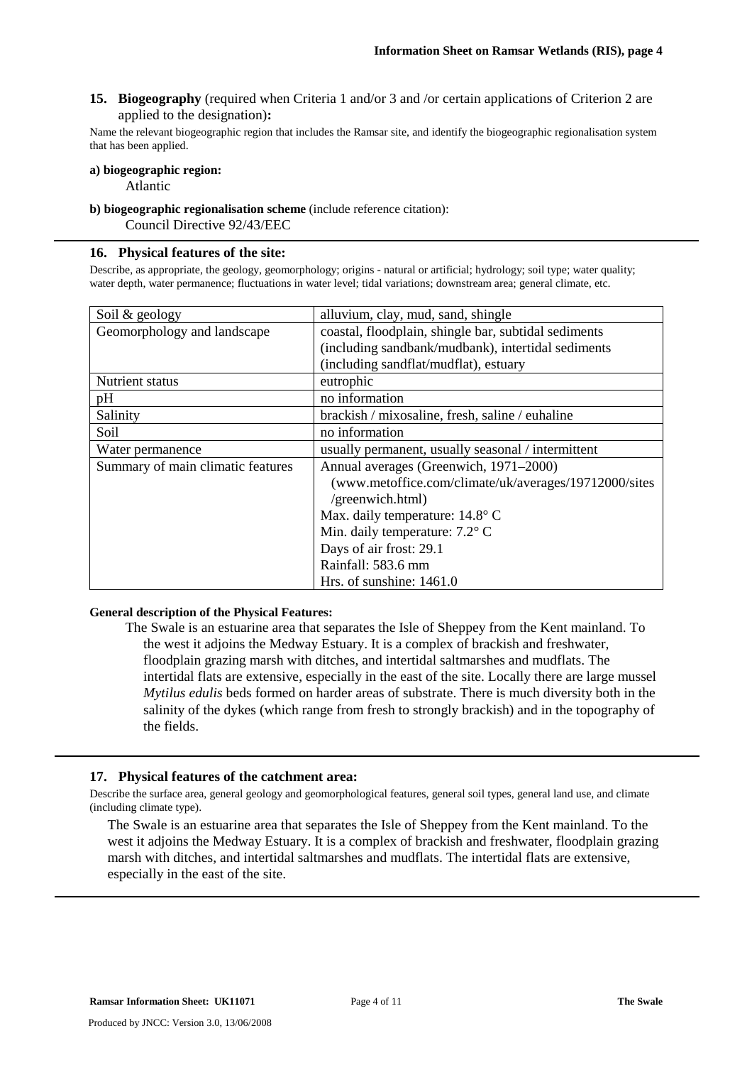## 15. Biogeography (required when Criteria 1 and/or 3 and /or certain applications of Criterion 2 are applied to the designation):

Name the relevant biogeographic region that includes the Ramsar site, and identify the biogeographic regionalisation system that has been applied.

**a) biogeographic region:**

Atlantic

**b) biogeographic regionalisation scheme** (include reference citation):

Council Directive 92/43/EEC

## 16. Physical features of the site:

Describe, as appropriate, the geology, geomorphology; origins - natural or artificial; hydrology; soil type; water quality; water depth, water permanence; fluctuations in water level; tidal variations; downstream area; general climate, etc.

| | |
|---|---|
| Soil & geology | alluvium, clay, mud, sand, shingle |
| Geomorphology and landscape | coastal, floodplain, shingle bar, subtidal sediments (including sandbank/mudbank), intertidal sediments (including sandflat/mudflat), estuary |
| Nutrient status | eutrophic |
| pH | no information |
| Salinity | brackish / mixosaline, fresh, saline / euhaline |
| Soil | no information |
| Water permanence | usually permanent, usually seasonal / intermittent |
| Summary of main climatic features | Annual averages (Greenwich, 1971–2000) (www.metoffice.com/climate/uk/averages/19712000/sites/greenwich.html)<br>Max. daily temperature: 14.8° C<br>Min. daily temperature: 7.2° C<br>Days of air frost: 29.1<br>Rainfall: 583.6 mm<br>Hrs. of sunshine: 1461.0 |

**General description of the Physical Features:**

The Swale is an estuarine area that separates the Isle of Sheppey from the Kent mainland. To the west it adjoins the Medway Estuary. It is a complex of brackish and freshwater, floodplain grazing marsh with ditches, and intertidal saltmarshes and mudflats. The intertidal flats are extensive, especially in the east of the site. Locally there are large mussel *Mytilus edulis* beds formed on harder areas of substrate. There is much diversity both in the salinity of the dykes (which range from fresh to strongly brackish) and in the topography of the fields.

## 17. Physical features of the catchment area:

Describe the surface area, general geology and geomorphological features, general soil types, general land use, and climate (including climate type).

The Swale is an estuarine area that separates the Isle of Sheppey from the Kent mainland. To the west it adjoins the Medway Estuary. It is a complex of brackish and freshwater, floodplain grazing marsh with ditches, and intertidal saltmarshes and mudflats. The intertidal flats are extensive, especially in the east of the site.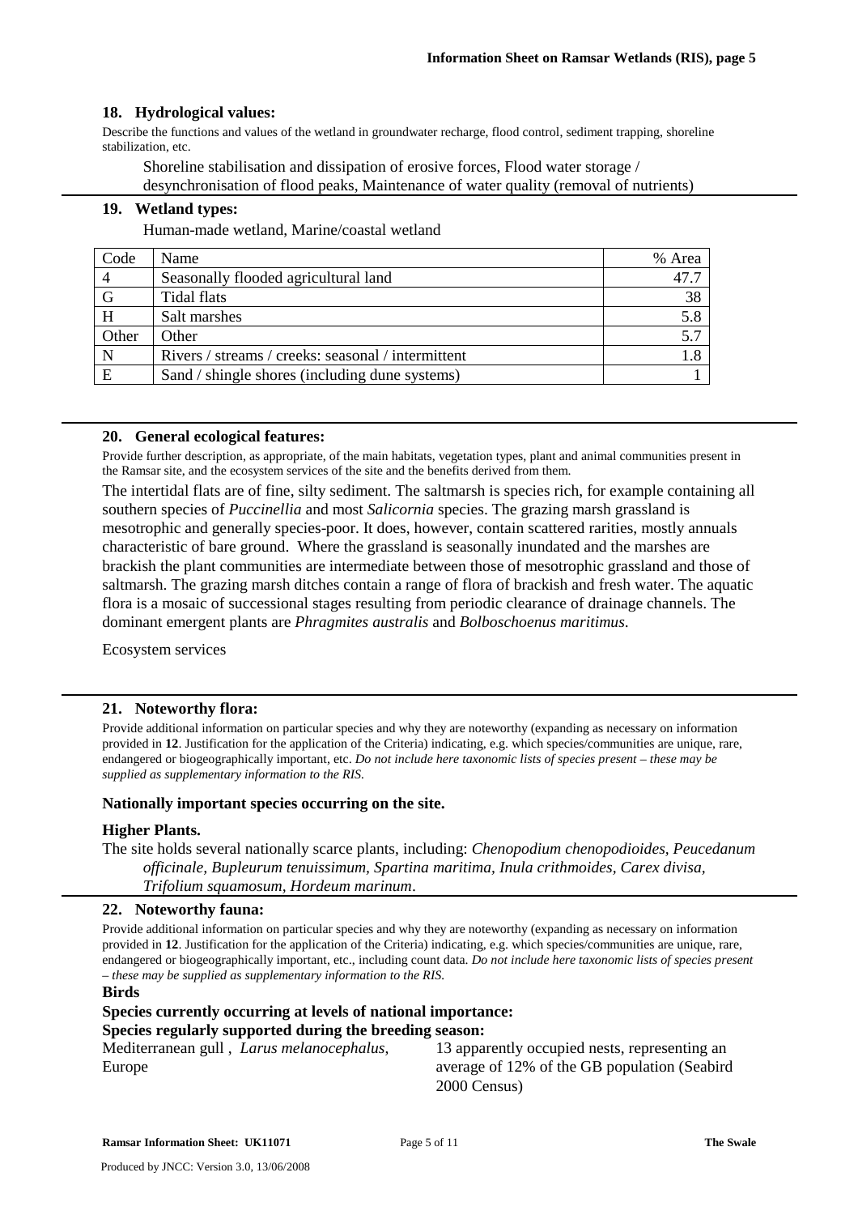## 18. Hydrological values:

Describe the functions and values of the wetland in groundwater recharge, flood control, sediment trapping, shoreline stabilization, etc.

Shoreline stabilisation and dissipation of erosive forces, Flood water storage / desynchronisation of flood peaks, Maintenance of water quality (removal of nutrients)

## 19. Wetland types:

Human-made wetland, Marine/coastal wetland

| Code | Name | % Area |
|---|---|---|
| 4 | Seasonally flooded agricultural land | 47.7 |
| G | Tidal flats | 38 |
| H | Salt marshes | 5.8 |
| Other | Other | 5.7 |
| N | Rivers / streams / creeks: seasonal / intermittent | 1.8 |
| E | Sand / shingle shores (including dune systems) | 1 |

## 20. General ecological features:

Provide further description, as appropriate, of the main habitats, vegetation types, plant and animal communities present in the Ramsar site, and the ecosystem services of the site and the benefits derived from them.

The intertidal flats are of fine, silty sediment. The saltmarsh is species rich, for example containing all southern species of *Puccinellia* and most *Salicornia* species. The grazing marsh grassland is mesotrophic and generally species-poor. It does, however, contain scattered rarities, mostly annuals characteristic of bare ground. Where the grassland is seasonally inundated and the marshes are brackish the plant communities are intermediate between those of mesotrophic grassland and those of saltmarsh. The grazing marsh ditches contain a range of flora of brackish and fresh water. The aquatic flora is a mosaic of successional stages resulting from periodic clearance of drainage channels. The dominant emergent plants are *Phragmites australis* and *Bolboschoenus maritimus*.

Ecosystem services

## 21. Noteworthy flora:

Provide additional information on particular species and why they are noteworthy (expanding as necessary on information provided in **12**. Justification for the application of the Criteria) indicating, e.g. which species/communities are unique, rare, endangered or biogeographically important, etc. *Do not include here taxonomic lists of species present – these may be supplied as supplementary information to the RIS.*

**Nationally important species occurring on the site.**

**Higher Plants.**

The site holds several nationally scarce plants, including: *Chenopodium chenopodioides, Peucedanum officinale, Bupleurum tenuissimum, Spartina maritima, Inula crithmoides, Carex divisa, Trifolium squamosum, Hordeum marinum*.

## 22. Noteworthy fauna:

Provide additional information on particular species and why they are noteworthy (expanding as necessary on information provided in **12**. Justification for the application of the Criteria) indicating, e.g. which species/communities are unique, rare, endangered or biogeographically important, etc., including count data. *Do not include here taxonomic lists of species present – these may be supplied as supplementary information to the RIS.*

**Birds**

**Species currently occurring at levels of national importance:**

**Species regularly supported during the breeding season:**

| | |
|---|---|
| Mediterranean gull , *Larus melanocephalus*, Europe | 13 apparently occupied nests, representing an average of 12% of the GB population (Seabird 2000 Census) |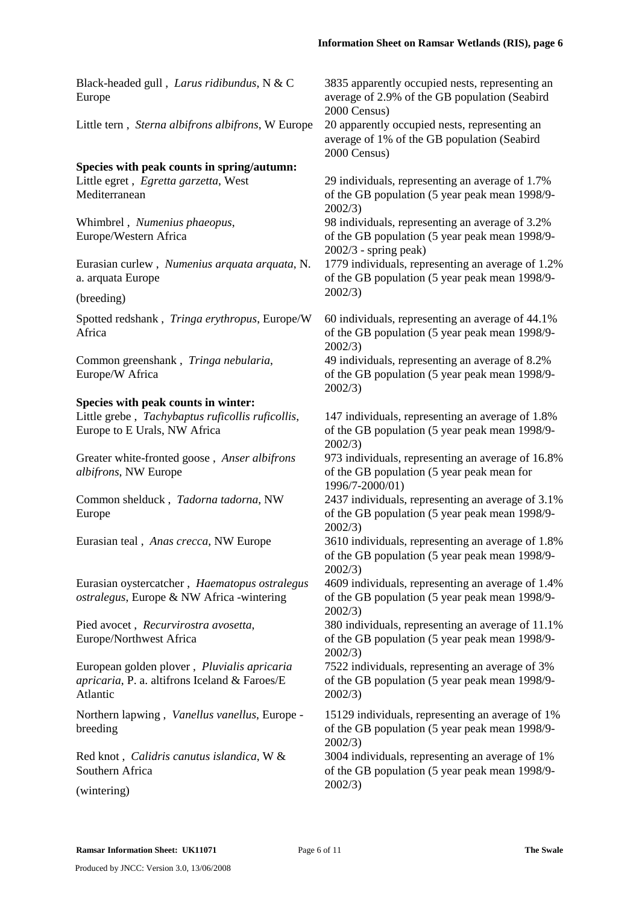Black-headed gull , *Larus ridibundus*, N & C Europe — 3835 apparently occupied nests, representing an average of 2.9% of the GB population (Seabird 2000 Census)

Little tern , *Sterna albifrons albifrons*, W Europe — 20 apparently occupied nests, representing an average of 1% of the GB population (Seabird 2000 Census)

**Species with peak counts in spring/autumn:**

Little egret , *Egretta garzetta*, West Mediterranean — 29 individuals, representing an average of 1.7% of the GB population (5 year peak mean 1998/9-2002/3)

Whimbrel , *Numenius phaeopus*, Europe/Western Africa — 98 individuals, representing an average of 3.2% of the GB population (5 year peak mean 1998/9-2002/3 - spring peak)

Eurasian curlew , *Numenius arquata arquata*, N. a. arquata Europe (breeding) — 1779 individuals, representing an average of 1.2% of the GB population (5 year peak mean 1998/9-2002/3)

Spotted redshank , *Tringa erythropus*, Europe/W Africa — 60 individuals, representing an average of 44.1% of the GB population (5 year peak mean 1998/9-2002/3)

Common greenshank , *Tringa nebularia*, Europe/W Africa — 49 individuals, representing an average of 8.2% of the GB population (5 year peak mean 1998/9-2002/3)

**Species with peak counts in winter:**

Little grebe , *Tachybaptus ruficollis ruficollis*, Europe to E Urals, NW Africa — 147 individuals, representing an average of 1.8% of the GB population (5 year peak mean 1998/9-2002/3)

Greater white-fronted goose , *Anser albifrons albifrons*, NW Europe — 973 individuals, representing an average of 16.8% of the GB population (5 year peak mean for 1996/7-2000/01)

Common shelduck , *Tadorna tadorna*, NW Europe — 2437 individuals, representing an average of 3.1% of the GB population (5 year peak mean 1998/9-2002/3)

Eurasian teal , *Anas crecca*, NW Europe — 3610 individuals, representing an average of 1.8% of the GB population (5 year peak mean 1998/9-2002/3)

Eurasian oystercatcher , *Haematopus ostralegus ostralegus*, Europe & NW Africa -wintering — 4609 individuals, representing an average of 1.4% of the GB population (5 year peak mean 1998/9-2002/3)

Pied avocet , *Recurvirostra avosetta*, Europe/Northwest Africa — 380 individuals, representing an average of 11.1% of the GB population (5 year peak mean 1998/9-2002/3)

European golden plover , *Pluvialis apricaria apricaria*, P. a. altifrons Iceland & Faroes/E Atlantic — 7522 individuals, representing an average of 3% of the GB population (5 year peak mean 1998/9-2002/3)

Northern lapwing , *Vanellus vanellus*, Europe - breeding — 15129 individuals, representing an average of 1% of the GB population (5 year peak mean 1998/9-2002/3)

Red knot , *Calidris canutus islandica*, W & Southern Africa (wintering) — 3004 individuals, representing an average of 1% of the GB population (5 year peak mean 1998/9-2002/3)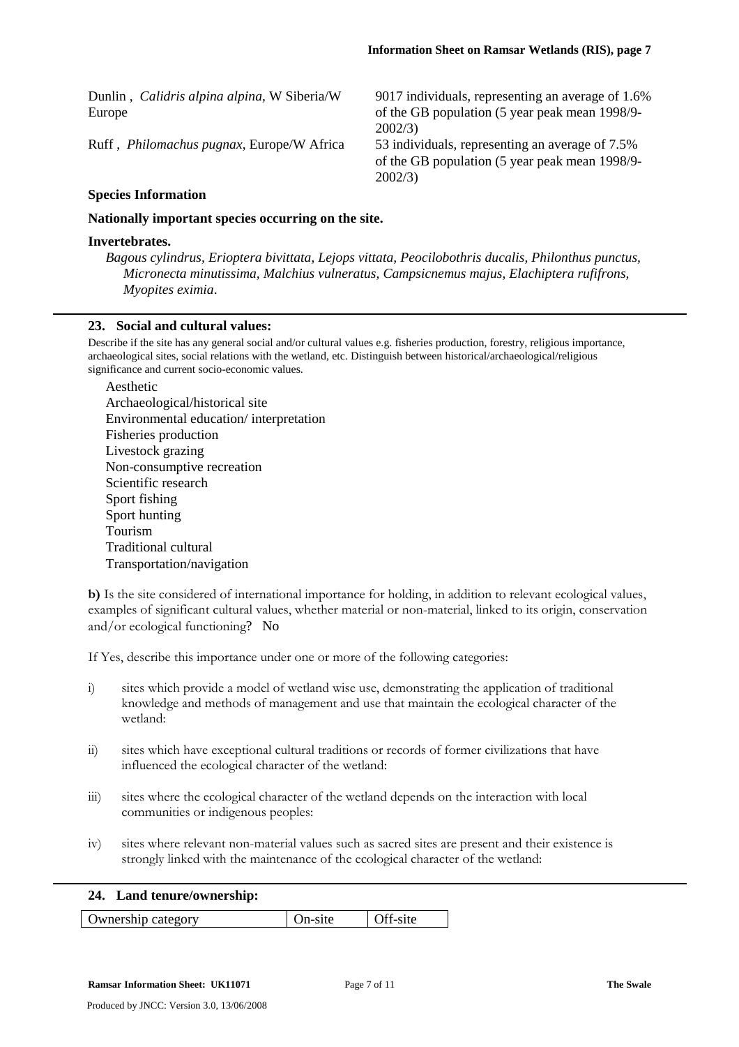| | |
|---|---|
| Dunlin , *Calidris alpina alpina*, W Siberia/W Europe | 9017 individuals, representing an average of 1.6% of the GB population (5 year peak mean 1998/9-2002/3) |
| Ruff , *Philomachus pugnax*, Europe/W Africa | 53 individuals, representing an average of 7.5% of the GB population (5 year peak mean 1998/9-2002/3) |

**Species Information**

**Nationally important species occurring on the site.**

**Invertebrates.**

*Bagous cylindrus, Erioptera bivittata, Lejops vittata, Peocilobothris ducalis, Philonthus punctus, Micronecta minutissima, Malchius vulneratus, Campsicnemus majus, Elachiptera rufifrons, Myopites eximia*.

## 23. Social and cultural values:

Describe if the site has any general social and/or cultural values e.g. fisheries production, forestry, religious importance, archaeological sites, social relations with the wetland, etc. Distinguish between historical/archaeological/religious significance and current socio-economic values.

Aesthetic
Archaeological/historical site
Environmental education/ interpretation
Fisheries production
Livestock grazing
Non-consumptive recreation
Scientific research
Sport fishing
Sport hunting
Tourism
Traditional cultural
Transportation/navigation

**b)** Is the site considered of international importance for holding, in addition to relevant ecological values, examples of significant cultural values, whether material or non-material, linked to its origin, conservation and/or ecological functioning? No

If Yes, describe this importance under one or more of the following categories:

i) sites which provide a model of wetland wise use, demonstrating the application of traditional knowledge and methods of management and use that maintain the ecological character of the wetland:

ii) sites which have exceptional cultural traditions or records of former civilizations that have influenced the ecological character of the wetland:

iii) sites where the ecological character of the wetland depends on the interaction with local communities or indigenous peoples:

iv) sites where relevant non-material values such as sacred sites are present and their existence is strongly linked with the maintenance of the ecological character of the wetland:

## 24. Land tenure/ownership:

| Ownership category | On-site | Off-site |
|---|---|---|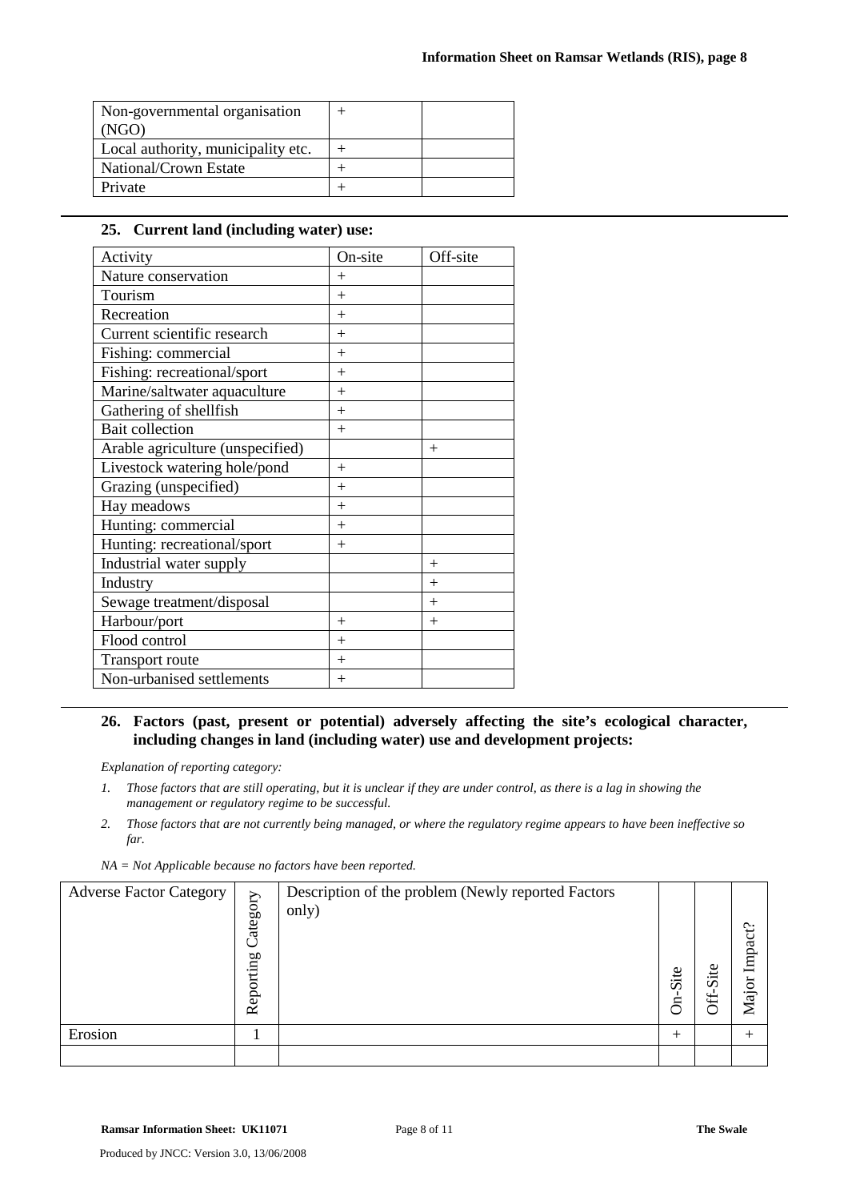| | | |
|---|---|---|
| Non-governmental organisation (NGO) | + | |
| Local authority, municipality etc. | + | |
| National/Crown Estate | + | |
| Private | + | |

## 25. Current land (including water) use:

| Activity | On-site | Off-site |
|---|---|---|
| Nature conservation | + | |
| Tourism | + | |
| Recreation | + | |
| Current scientific research | + | |
| Fishing: commercial | + | |
| Fishing: recreational/sport | + | |
| Marine/saltwater aquaculture | + | |
| Gathering of shellfish | + | |
| Bait collection | + | |
| Arable agriculture (unspecified) | | + |
| Livestock watering hole/pond | + | |
| Grazing (unspecified) | + | |
| Hay meadows | + | |
| Hunting: commercial | + | |
| Hunting: recreational/sport | + | |
| Industrial water supply | | + |
| Industry | | + |
| Sewage treatment/disposal | | + |
| Harbour/port | + | + |
| Flood control | + | |
| Transport route | + | |
| Non-urbanised settlements | + | |

## 26. Factors (past, present or potential) adversely affecting the site's ecological character, including changes in land (including water) use and development projects:

*Explanation of reporting category:*

1. *Those factors that are still operating, but it is unclear if they are under control, as there is a lag in showing the management or regulatory regime to be successful.*
2. *Those factors that are not currently being managed, or where the regulatory regime appears to have been ineffective so far.*

*NA = Not Applicable because no factors have been reported.*

| Adverse Factor Category | Reporting Category | Description of the problem (Newly reported Factors only) | On-Site | Off-Site | Major Impact? |
|---|---|---|---|---|---|
| Erosion | 1 | | + | | + |
| | | | | | |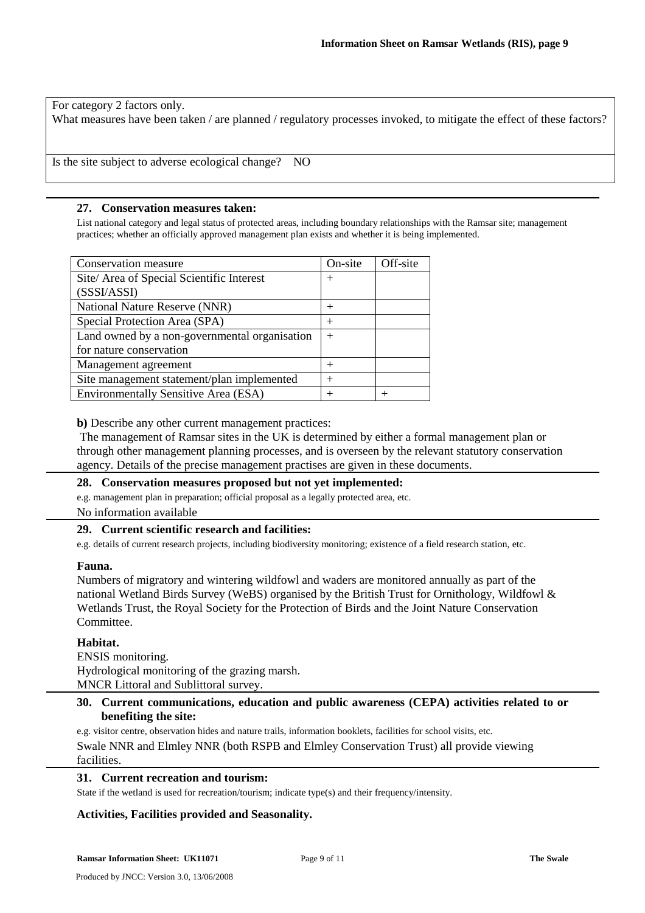For category 2 factors only.
What measures have been taken / are planned / regulatory processes invoked, to mitigate the effect of these factors?

Is the site subject to adverse ecological change? NO

### 27. Conservation measures taken:

List national category and legal status of protected areas, including boundary relationships with the Ramsar site; management practices; whether an officially approved management plan exists and whether it is being implemented.

| Conservation measure | On-site | Off-site |
|---|---|---|
| Site/ Area of Special Scientific Interest (SSSI/ASSI) | + | |
| National Nature Reserve (NNR) | + | |
| Special Protection Area (SPA) | + | |
| Land owned by a non-governmental organisation for nature conservation | + | |
| Management agreement | + | |
| Site management statement/plan implemented | + | |
| Environmentally Sensitive Area (ESA) | + | + |

**b)** Describe any other current management practices:
The management of Ramsar sites in the UK is determined by either a formal management plan or through other management planning processes, and is overseen by the relevant statutory conservation agency. Details of the precise management practises are given in these documents.

### 28. Conservation measures proposed but not yet implemented:

e.g. management plan in preparation; official proposal as a legally protected area, etc.

No information available

### 29. Current scientific research and facilities:

e.g. details of current research projects, including biodiversity monitoring; existence of a field research station, etc.

**Fauna.**
Numbers of migratory and wintering wildfowl and waders are monitored annually as part of the national Wetland Birds Survey (WeBS) organised by the British Trust for Ornithology, Wildfowl & Wetlands Trust, the Royal Society for the Protection of Birds and the Joint Nature Conservation Committee.

**Habitat.**
ENSIS monitoring.
Hydrological monitoring of the grazing marsh.
MNCR Littoral and Sublittoral survey.

### 30. Current communications, education and public awareness (CEPA) activities related to or benefiting the site:

e.g. visitor centre, observation hides and nature trails, information booklets, facilities for school visits, etc.

Swale NNR and Elmley NNR (both RSPB and Elmley Conservation Trust) all provide viewing facilities.

### 31. Current recreation and tourism:

State if the wetland is used for recreation/tourism; indicate type(s) and their frequency/intensity.

**Activities, Facilities provided and Seasonality.**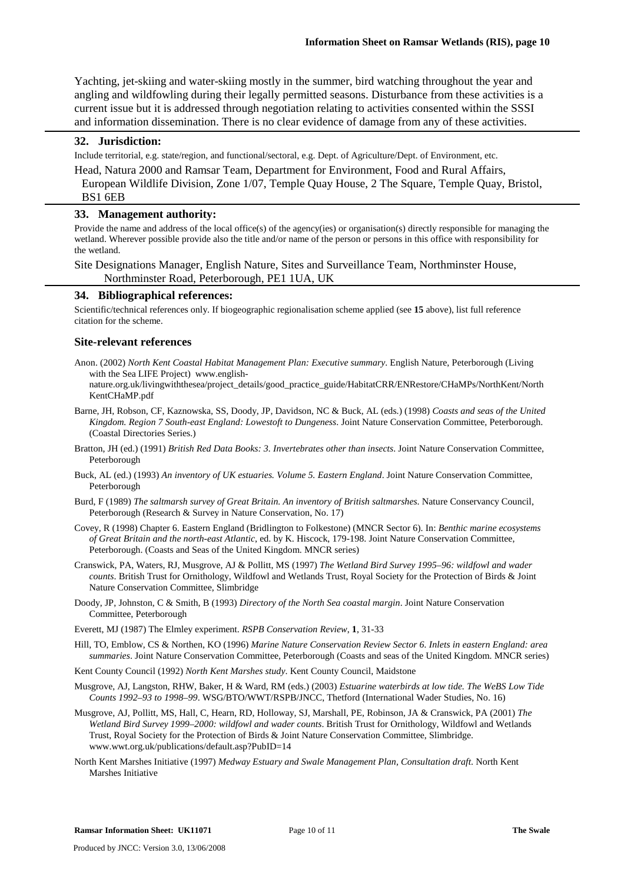Yachting, jet-skiing and water-skiing mostly in the summer, bird watching throughout the year and angling and wildfowling during their legally permitted seasons. Disturbance from these activities is a current issue but it is addressed through negotiation relating to activities consented within the SSSI and information dissemination. There is no clear evidence of damage from any of these activities.

### 32. Jurisdiction:

Include territorial, e.g. state/region, and functional/sectoral, e.g. Dept. of Agriculture/Dept. of Environment, etc.

Head, Natura 2000 and Ramsar Team, Department for Environment, Food and Rural Affairs, European Wildlife Division, Zone 1/07, Temple Quay House, 2 The Square, Temple Quay, Bristol, BS1 6EB

### 33. Management authority:

Provide the name and address of the local office(s) of the agency(ies) or organisation(s) directly responsible for managing the wetland. Wherever possible provide also the title and/or name of the person or persons in this office with responsibility for the wetland.

Site Designations Manager, English Nature, Sites and Surveillance Team, Northminster House, Northminster Road, Peterborough, PE1 1UA, UK

### 34. Bibliographical references:

Scientific/technical references only. If biogeographic regionalisation scheme applied (see **15** above), list full reference citation for the scheme.

### Site-relevant references

Anon. (2002) *North Kent Coastal Habitat Management Plan: Executive summary*. English Nature, Peterborough (Living with the Sea LIFE Project) www.english-nature.org.uk/livingwiththesea/project_details/good_practice_guide/HabitatCRR/ENRestore/CHaMPs/NorthKent/NorthKentCHaMP.pdf

Barne, JH, Robson, CF, Kaznowska, SS, Doody, JP, Davidson, NC & Buck, AL (eds.) (1998) *Coasts and seas of the United Kingdom. Region 7 South-east England: Lowestoft to Dungeness*. Joint Nature Conservation Committee, Peterborough. (Coastal Directories Series.)

Bratton, JH (ed.) (1991) *British Red Data Books: 3. Invertebrates other than insects*. Joint Nature Conservation Committee, Peterborough

Buck, AL (ed.) (1993) *An inventory of UK estuaries. Volume 5. Eastern England*. Joint Nature Conservation Committee, Peterborough

Burd, F (1989) *The saltmarsh survey of Great Britain. An inventory of British saltmarshes*. Nature Conservancy Council, Peterborough (Research & Survey in Nature Conservation, No. 17)

Covey, R (1998) Chapter 6. Eastern England (Bridlington to Folkestone) (MNCR Sector 6). In: *Benthic marine ecosystems of Great Britain and the north-east Atlantic*, ed. by K. Hiscock, 179-198. Joint Nature Conservation Committee, Peterborough. (Coasts and Seas of the United Kingdom. MNCR series)

Cranswick, PA, Waters, RJ, Musgrove, AJ & Pollitt, MS (1997) *The Wetland Bird Survey 1995–96: wildfowl and wader counts*. British Trust for Ornithology, Wildfowl and Wetlands Trust, Royal Society for the Protection of Birds & Joint Nature Conservation Committee, Slimbridge

Doody, JP, Johnston, C & Smith, B (1993) *Directory of the North Sea coastal margin*. Joint Nature Conservation Committee, Peterborough

Everett, MJ (1987) The Elmley experiment. *RSPB Conservation Review*, **1**, 31-33

Hill, TO, Emblow, CS & Northen, KO (1996) *Marine Nature Conservation Review Sector 6. Inlets in eastern England: area summaries*. Joint Nature Conservation Committee, Peterborough (Coasts and seas of the United Kingdom. MNCR series)

Kent County Council (1992) *North Kent Marshes study*. Kent County Council, Maidstone

Musgrove, AJ, Langston, RHW, Baker, H & Ward, RM (eds.) (2003) *Estuarine waterbirds at low tide. The WeBS Low Tide Counts 1992–93 to 1998–99*. WSG/BTO/WWT/RSPB/JNCC, Thetford (International Wader Studies, No. 16)

Musgrove, AJ, Pollitt, MS, Hall, C, Hearn, RD, Holloway, SJ, Marshall, PE, Robinson, JA & Cranswick, PA (2001) *The Wetland Bird Survey 1999–2000: wildfowl and wader counts*. British Trust for Ornithology, Wildfowl and Wetlands Trust, Royal Society for the Protection of Birds & Joint Nature Conservation Committee, Slimbridge. www.wwt.org.uk/publications/default.asp?PubID=14

North Kent Marshes Initiative (1997) *Medway Estuary and Swale Management Plan, Consultation draft*. North Kent Marshes Initiative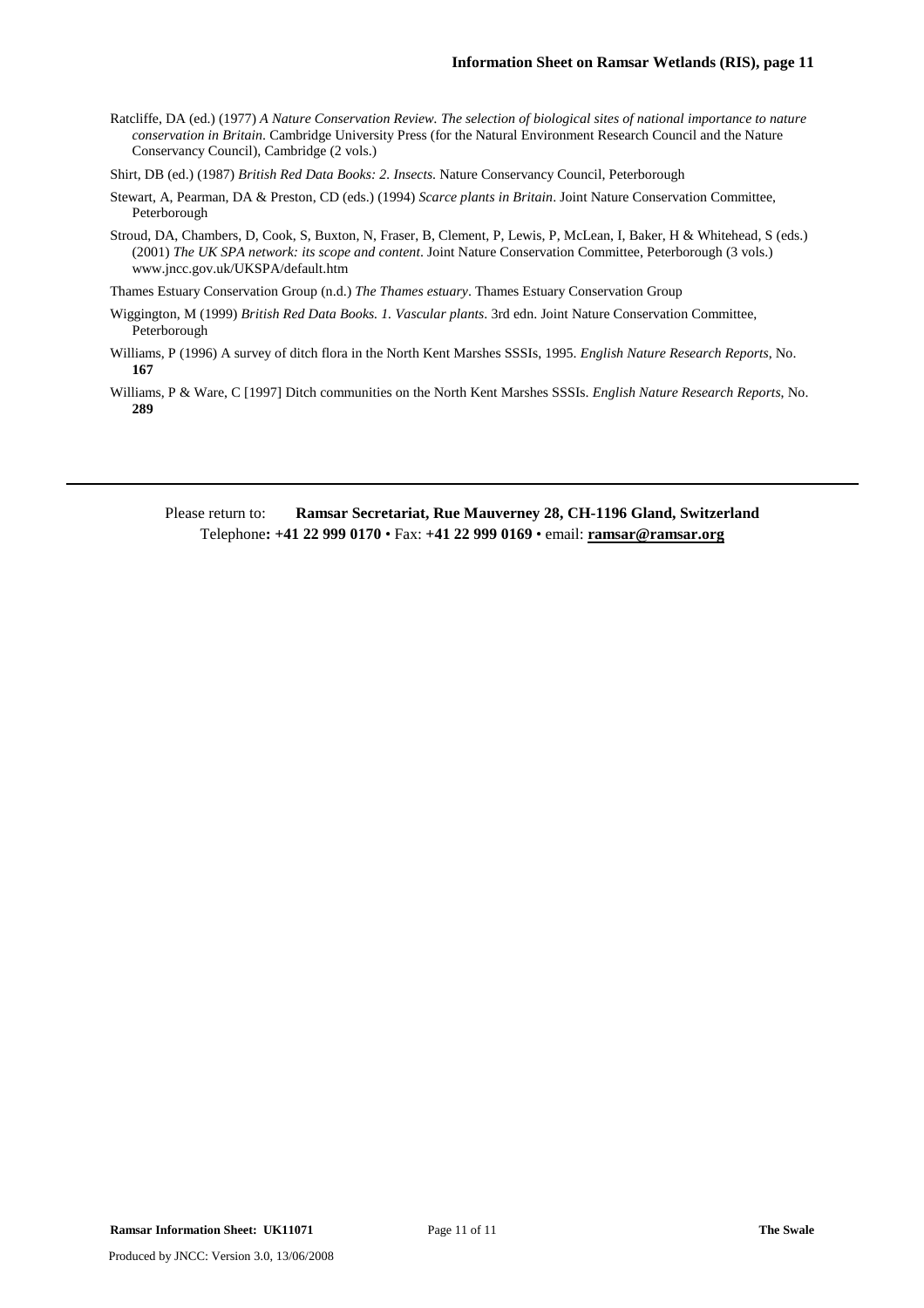Ratcliffe, DA (ed.) (1977) *A Nature Conservation Review. The selection of biological sites of national importance to nature conservation in Britain*. Cambridge University Press (for the Natural Environment Research Council and the Nature Conservancy Council), Cambridge (2 vols.)

Shirt, DB (ed.) (1987) *British Red Data Books: 2. Insects*. Nature Conservancy Council, Peterborough

Stewart, A, Pearman, DA & Preston, CD (eds.) (1994) *Scarce plants in Britain*. Joint Nature Conservation Committee, Peterborough

Stroud, DA, Chambers, D, Cook, S, Buxton, N, Fraser, B, Clement, P, Lewis, P, McLean, I, Baker, H & Whitehead, S (eds.) (2001) *The UK SPA network: its scope and content*. Joint Nature Conservation Committee, Peterborough (3 vols.) www.jncc.gov.uk/UKSPA/default.htm

Thames Estuary Conservation Group (n.d.) *The Thames estuary*. Thames Estuary Conservation Group

Wiggington, M (1999) *British Red Data Books. 1. Vascular plants*. 3rd edn. Joint Nature Conservation Committee, Peterborough

Williams, P (1996) A survey of ditch flora in the North Kent Marshes SSSIs, 1995. *English Nature Research Reports*, No. **167**

Williams, P & Ware, C [1997] Ditch communities on the North Kent Marshes SSSIs. *English Nature Research Reports*, No. **289**

---

Please return to: **Ramsar Secretariat, Rue Mauverney 28, CH-1196 Gland, Switzerland**
Telephone**: +41 22 999 0170** • Fax: **+41 22 999 0169** • email: **ramsar@ramsar.org**